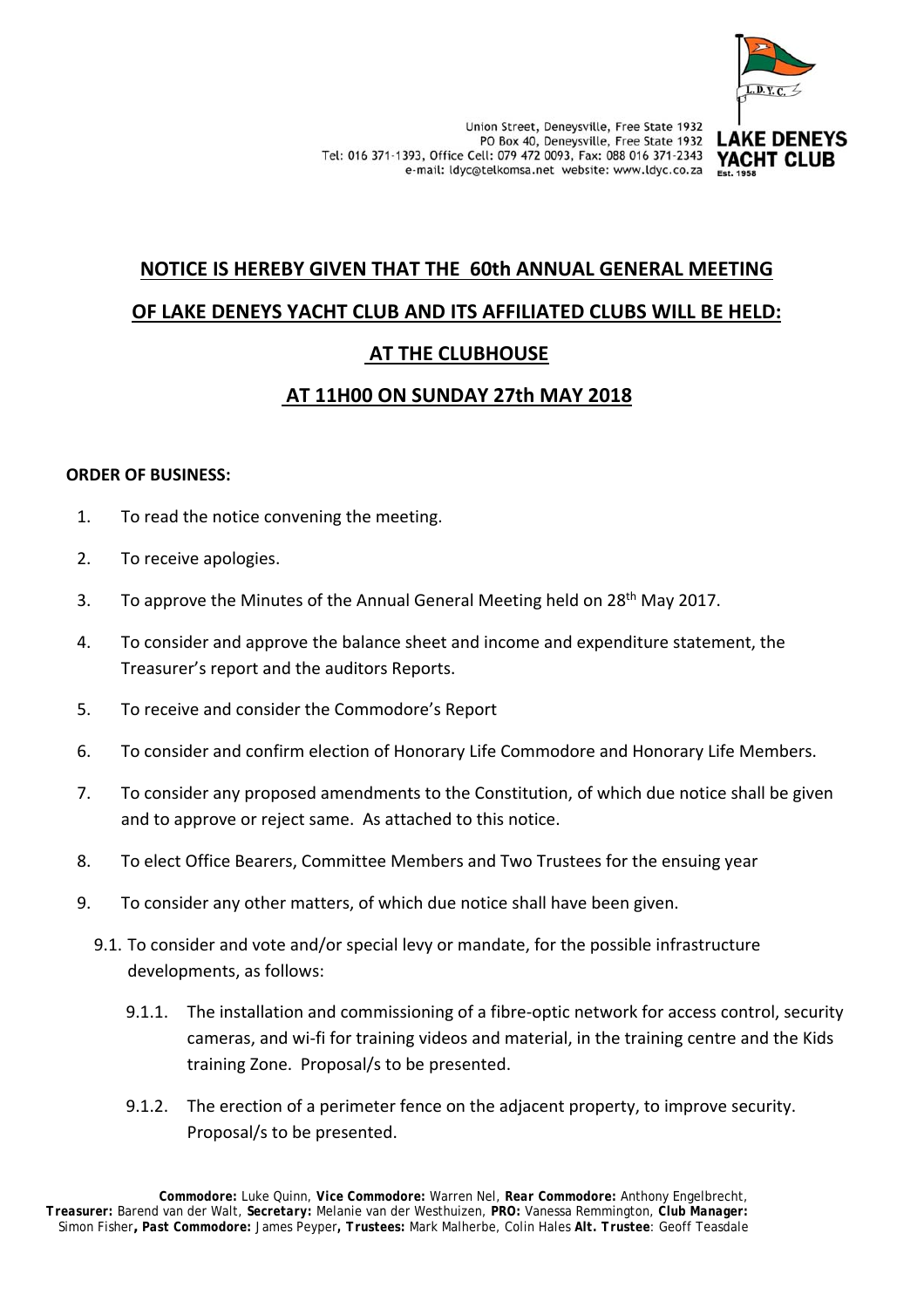Union Street, Deneysville, Free State 1932
PO Box 40, Deneysville, Free State 1932
Tel: 016 371-1393, Office Cell: 079 472 0093, Fax: 088 016 371-2343
e-mail: ldyc@telkomsa.net website: www.ldyc.co.za

**LAKE DENEYS YACHT CLUB**
Est. 1958

# NOTICE IS HEREBY GIVEN THAT THE 60th ANNUAL GENERAL MEETING

# OF LAKE DENEYS YACHT CLUB AND ITS AFFILIATED CLUBS WILL BE HELD:

# AT THE CLUBHOUSE

# AT 11H00 ON SUNDAY 27th MAY 2018

**ORDER OF BUSINESS:**

1. To read the notice convening the meeting.
2. To receive apologies.
3. To approve the Minutes of the Annual General Meeting held on 28th May 2017.
4. To consider and approve the balance sheet and income and expenditure statement, the Treasurer's report and the auditors Reports.
5. To receive and consider the Commodore's Report
6. To consider and confirm election of Honorary Life Commodore and Honorary Life Members.
7. To consider any proposed amendments to the Constitution, of which due notice shall be given and to approve or reject same. As attached to this notice.
8. To elect Office Bearers, Committee Members and Two Trustees for the ensuing year
9. To consider any other matters, of which due notice shall have been given.
   - 9.1. To consider and vote and/or special levy or mandate, for the possible infrastructure developments, as follows:
     - 9.1.1. The installation and commissioning of a fibre-optic network for access control, security cameras, and wi-fi for training videos and material, in the training centre and the Kids training Zone. Proposal/s to be presented.
     - 9.1.2. The erection of a perimeter fence on the adjacent property, to improve security. Proposal/s to be presented.

**Commodore:** Luke Quinn, **Vice Commodore:** Warren Nel, **Rear Commodore:** Anthony Engelbrecht, **Treasurer:** Barend van der Walt, **Secretary:** Melanie van der Westhuizen, **PRO:** Vanessa Remmington, **Club Manager:** Simon Fisher**, Past Commodore:** James Peyper**, Trustees:** Mark Malherbe, Colin Hales **Alt. Trustee**: Geoff Teasdale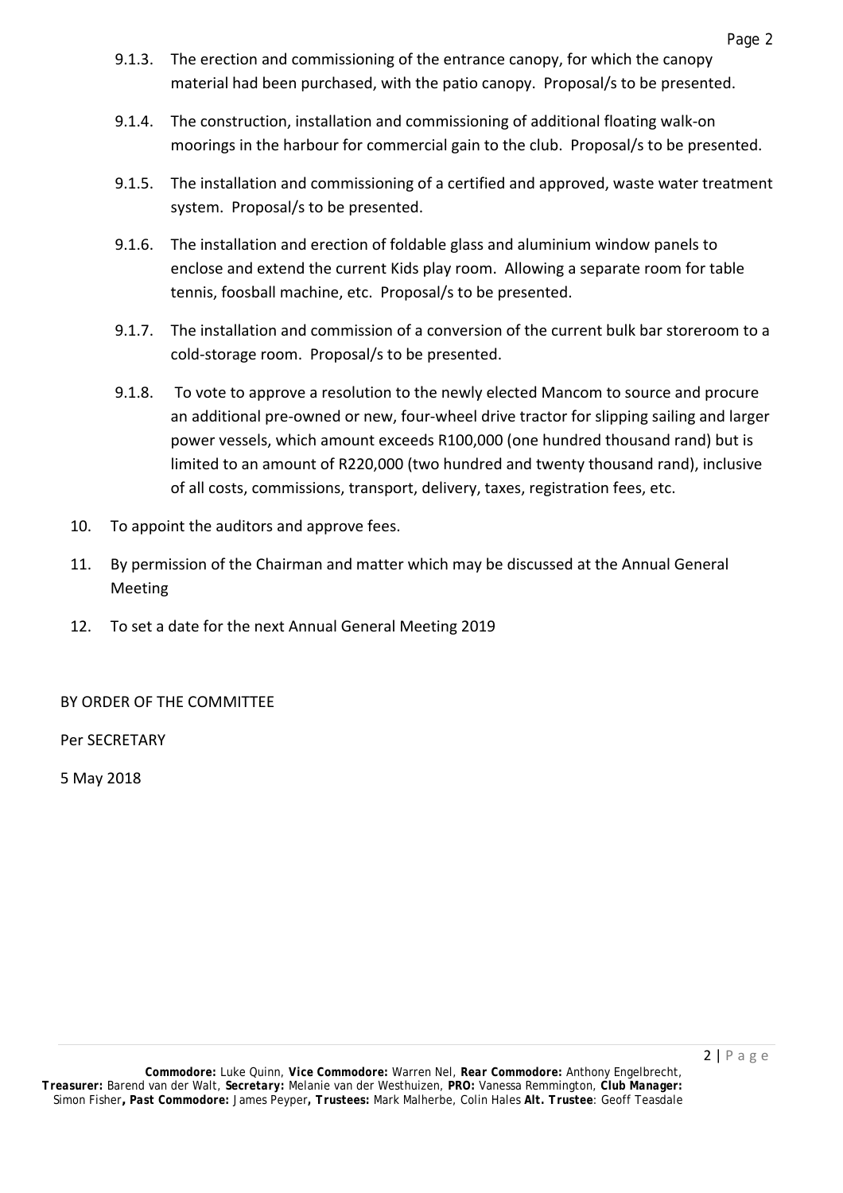9.1.3. The erection and commissioning of the entrance canopy, for which the canopy material had been purchased, with the patio canopy. Proposal/s to be presented.

9.1.4. The construction, installation and commissioning of additional floating walk-on moorings in the harbour for commercial gain to the club. Proposal/s to be presented.

9.1.5. The installation and commissioning of a certified and approved, waste water treatment system. Proposal/s to be presented.

9.1.6. The installation and erection of foldable glass and aluminium window panels to enclose and extend the current Kids play room. Allowing a separate room for table tennis, foosball machine, etc. Proposal/s to be presented.

9.1.7. The installation and commission of a conversion of the current bulk bar storeroom to a cold-storage room. Proposal/s to be presented.

9.1.8. To vote to approve a resolution to the newly elected Mancom to source and procure an additional pre-owned or new, four-wheel drive tractor for slipping sailing and larger power vessels, which amount exceeds R100,000 (one hundred thousand rand) but is limited to an amount of R220,000 (two hundred and twenty thousand rand), inclusive of all costs, commissions, transport, delivery, taxes, registration fees, etc.

10. To appoint the auditors and approve fees.

11. By permission of the Chairman and matter which may be discussed at the Annual General Meeting

12. To set a date for the next Annual General Meeting 2019

BY ORDER OF THE COMMITTEE

Per SECRETARY

5 May 2018

**Commodore:** Luke Quinn, **Vice Commodore:** Warren Nel, **Rear Commodore:** Anthony Engelbrecht, **Treasurer:** Barend van der Walt, **Secretary:** Melanie van der Westhuizen, **PRO:** Vanessa Remmington, **Club Manager:** Simon Fisher**, Past Commodore:** James Peyper**, Trustees:** Mark Malherbe, Colin Hales **Alt. Trustee**: Geoff Teasdale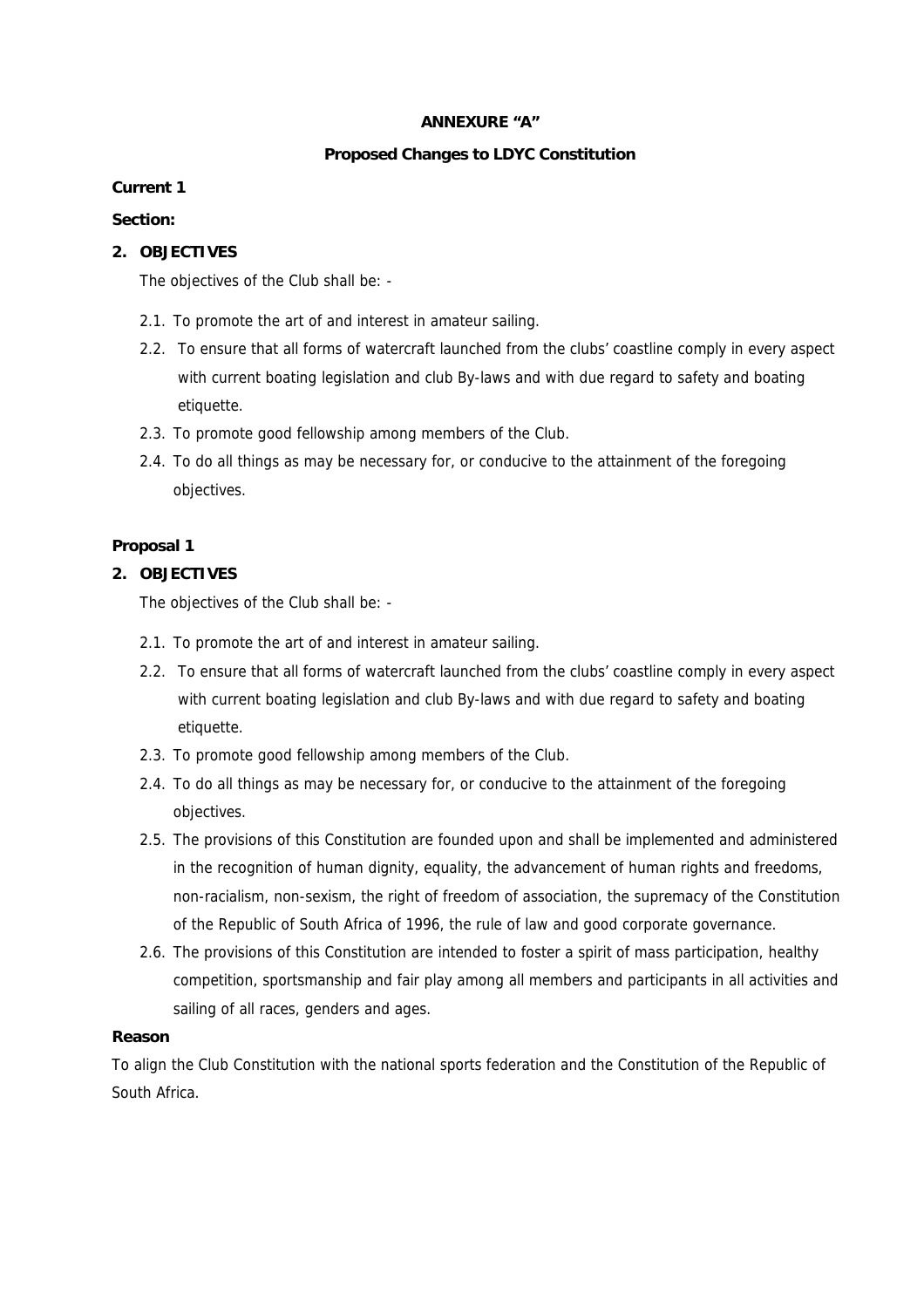**ANNEXURE "A"**

**Proposed Changes to LDYC Constitution**

**Current 1**

**Section:**

**2. OBJECTIVES**

The objectives of the Club shall be: -

2.1. To promote the art of and interest in amateur sailing.

2.2. To ensure that all forms of watercraft launched from the clubs' coastline comply in every aspect with current boating legislation and club By-laws and with due regard to safety and boating etiquette.

2.3. To promote good fellowship among members of the Club.

2.4. To do all things as may be necessary for, or conducive to the attainment of the foregoing objectives.

**Proposal 1**

**2. OBJECTIVES**

The objectives of the Club shall be: -

2.1. To promote the art of and interest in amateur sailing.

2.2. To ensure that all forms of watercraft launched from the clubs' coastline comply in every aspect with current boating legislation and club By-laws and with due regard to safety and boating etiquette.

2.3. To promote good fellowship among members of the Club.

2.4. To do all things as may be necessary for, or conducive to the attainment of the foregoing objectives.

2.5. The provisions of this Constitution are founded upon and shall be implemented and administered in the recognition of human dignity, equality, the advancement of human rights and freedoms, non-racialism, non-sexism, the right of freedom of association, the supremacy of the Constitution of the Republic of South Africa of 1996, the rule of law and good corporate governance.

2.6. The provisions of this Constitution are intended to foster a spirit of mass participation, healthy competition, sportsmanship and fair play among all members and participants in all activities and sailing of all races, genders and ages.

**Reason**

To align the Club Constitution with the national sports federation and the Constitution of the Republic of South Africa.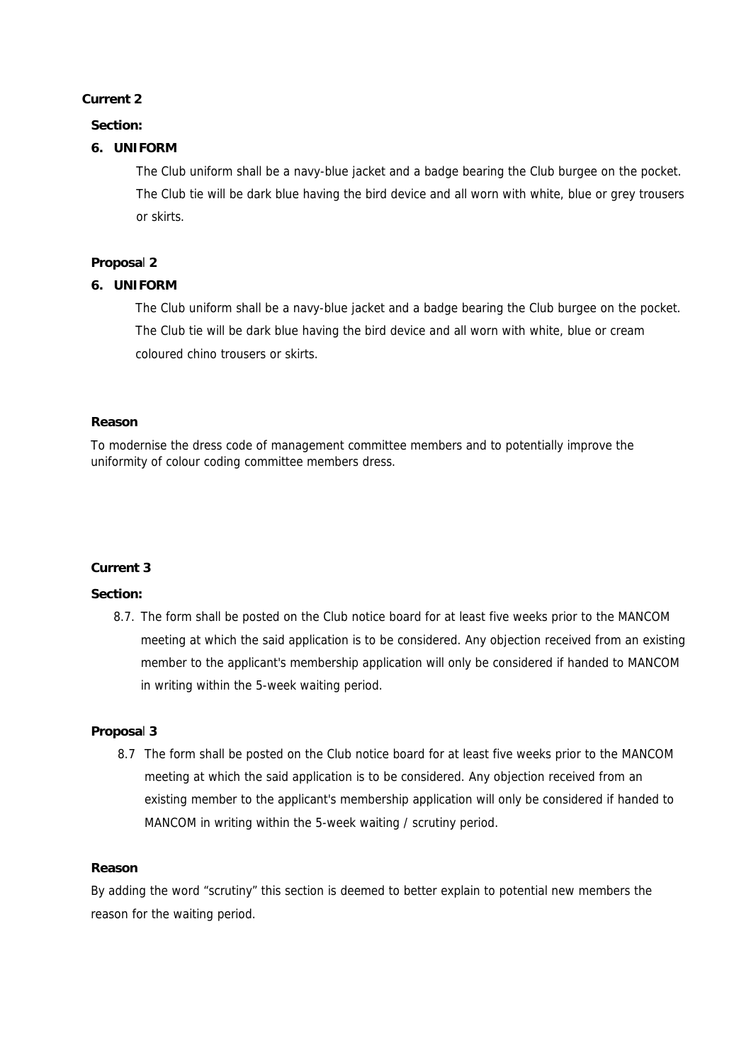**Current 2**

**Section:**

**6. UNIFORM**

The Club uniform shall be a navy-blue jacket and a badge bearing the Club burgee on the pocket. The Club tie will be dark blue having the bird device and all worn with white, blue or grey trousers or skirts.

**Proposal 2**

**6. UNIFORM**

The Club uniform shall be a navy-blue jacket and a badge bearing the Club burgee on the pocket. The Club tie will be dark blue having the bird device and all worn with white, blue or cream coloured chino trousers or skirts.

**Reason**

To modernise the dress code of management committee members and to potentially improve the uniformity of colour coding committee members dress.

**Current 3**

**Section:**

8.7. The form shall be posted on the Club notice board for at least five weeks prior to the MANCOM meeting at which the said application is to be considered. Any objection received from an existing member to the applicant's membership application will only be considered if handed to MANCOM in writing within the 5-week waiting period.

**Proposal 3**

8.7 The form shall be posted on the Club notice board for at least five weeks prior to the MANCOM meeting at which the said application is to be considered. Any objection received from an existing member to the applicant's membership application will only be considered if handed to MANCOM in writing within the 5-week waiting / scrutiny period.

**Reason**

By adding the word “scrutiny” this section is deemed to better explain to potential new members the reason for the waiting period.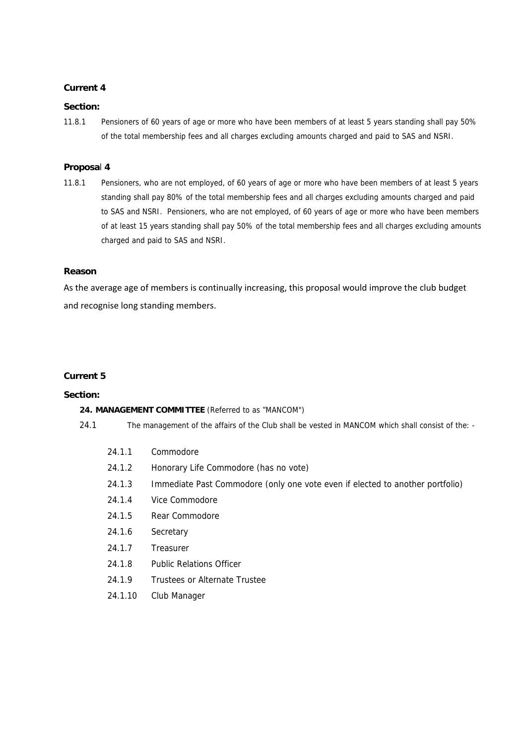**Current 4**

**Section:**

11.8.1 Pensioners of 60 years of age or more who have been members of at least 5 years standing shall pay 50% of the total membership fees and all charges excluding amounts charged and paid to SAS and NSRI.

**Proposal 4**

11.8.1 Pensioners, who are not employed, of 60 years of age or more who have been members of at least 5 years standing shall pay 80% of the total membership fees and all charges excluding amounts charged and paid to SAS and NSRI. Pensioners, who are not employed, of 60 years of age or more who have been members of at least 15 years standing shall pay 50% of the total membership fees and all charges excluding amounts charged and paid to SAS and NSRI.

**Reason**

As the average age of members is continually increasing, this proposal would improve the club budget and recognise long standing members.

**Current 5**

**Section:**

**24. MANAGEMENT COMMITTEE** (Referred to as "MANCOM")

24.1 The management of the affairs of the Club shall be vested in MANCOM which shall consist of the: -

- 24.1.1 Commodore
- 24.1.2 Honorary Life Commodore (has no vote)
- 24.1.3 Immediate Past Commodore (only one vote even if elected to another portfolio)
- 24.1.4 Vice Commodore
- 24.1.5 Rear Commodore
- 24.1.6 Secretary
- 24.1.7 Treasurer
- 24.1.8 Public Relations Officer
- 24.1.9 Trustees or Alternate Trustee
- 24.1.10 Club Manager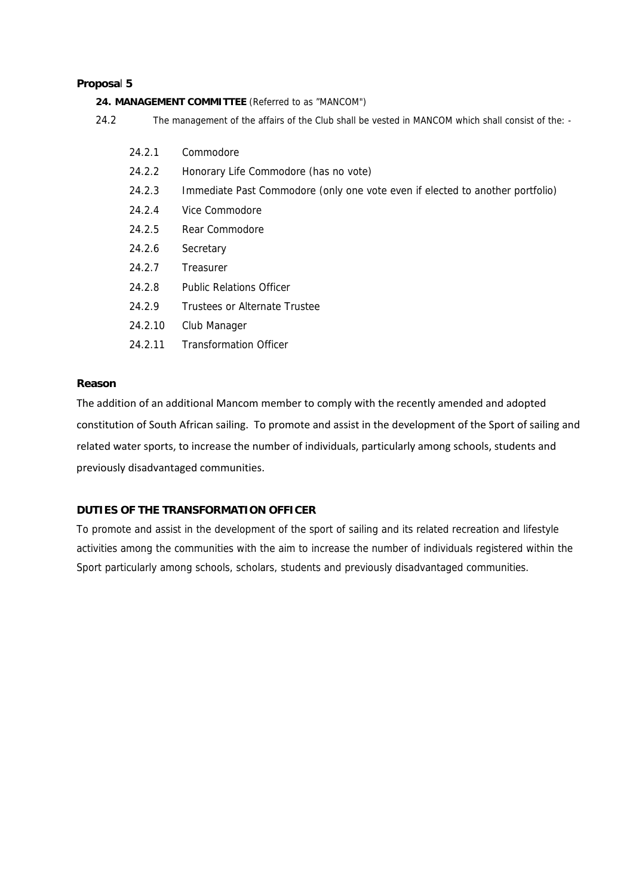**Proposal 5**

**24. MANAGEMENT COMMITTEE** (Referred to as "MANCOM")

24.2 The management of the affairs of the Club shall be vested in MANCOM which shall consist of the: -

- 24.2.1 Commodore
- 24.2.2 Honorary Life Commodore (has no vote)
- 24.2.3 Immediate Past Commodore (only one vote even if elected to another portfolio)
- 24.2.4 Vice Commodore
- 24.2.5 Rear Commodore
- 24.2.6 Secretary
- 24.2.7 Treasurer
- 24.2.8 Public Relations Officer
- 24.2.9 Trustees or Alternate Trustee
- 24.2.10 Club Manager
- 24.2.11 Transformation Officer

**Reason**

The addition of an additional Mancom member to comply with the recently amended and adopted constitution of South African sailing. To promote and assist in the development of the Sport of sailing and related water sports, to increase the number of individuals, particularly among schools, students and previously disadvantaged communities.

**DUTIES OF THE TRANSFORMATION OFFICER**

To promote and assist in the development of the sport of sailing and its related recreation and lifestyle activities among the communities with the aim to increase the number of individuals registered within the Sport particularly among schools, scholars, students and previously disadvantaged communities.